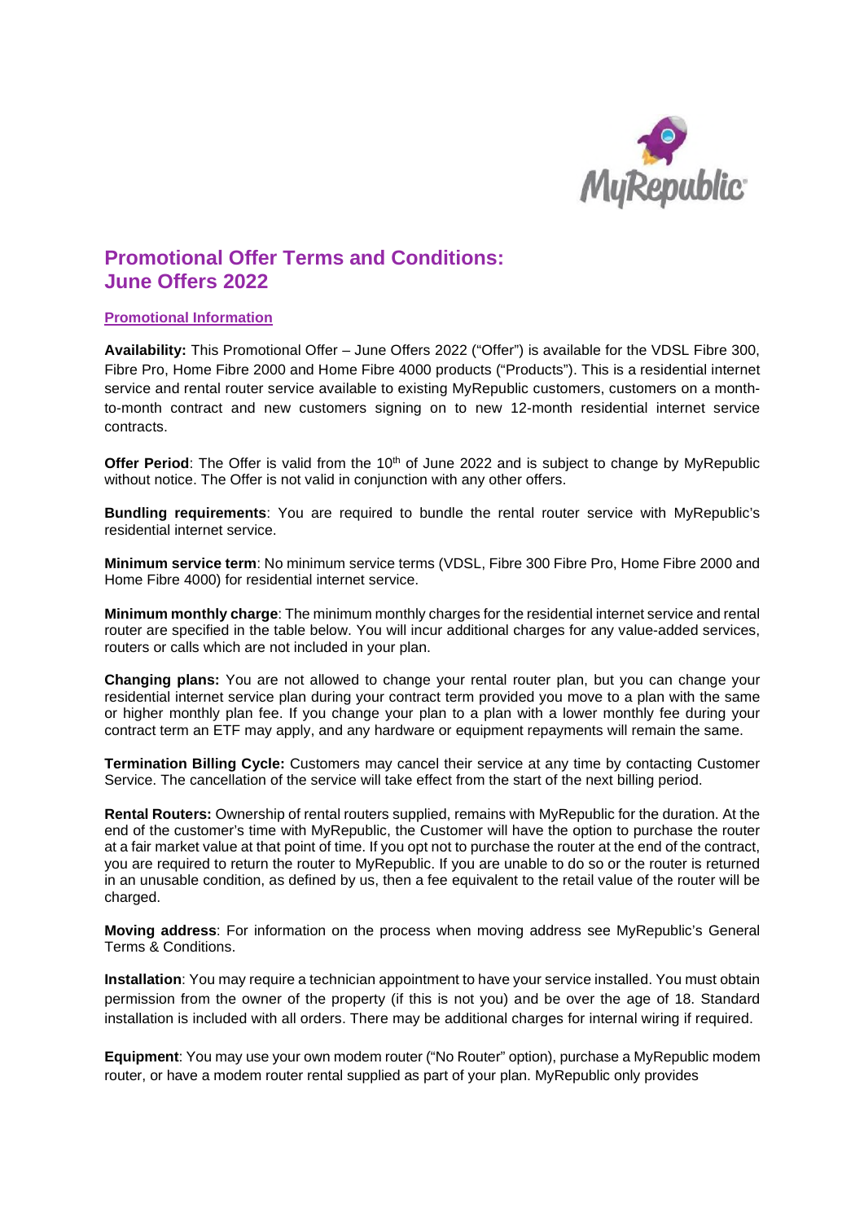# Promotional Offer Terms and Conditions: June Offers 2022

## Promotional Information

**Availability:** This Promotional Offer – June Offers 2022 ("Offer") is available for the VDSL Fibre 300, Fibre Pro, Home Fibre 2000 and Home Fibre 4000 products ("Products"). This is a residential internet service and rental router service available to existing MyRepublic customers, customers on a month-to-month contract and new customers signing on to new 12-month residential internet service contracts.

**Offer Period**: The Offer is valid from the 10th of June 2022 and is subject to change by MyRepublic without notice. The Offer is not valid in conjunction with any other offers.

**Bundling requirements**: You are required to bundle the rental router service with MyRepublic's residential internet service.

**Minimum service term**: No minimum service terms (VDSL, Fibre 300 Fibre Pro, Home Fibre 2000 and Home Fibre 4000) for residential internet service.

**Minimum monthly charge**: The minimum monthly charges for the residential internet service and rental router are specified in the table below. You will incur additional charges for any value-added services, routers or calls which are not included in your plan.

**Changing plans:** You are not allowed to change your rental router plan, but you can change your residential internet service plan during your contract term provided you move to a plan with the same or higher monthly plan fee. If you change your plan to a plan with a lower monthly fee during your contract term an ETF may apply, and any hardware or equipment repayments will remain the same.

**Termination Billing Cycle:** Customers may cancel their service at any time by contacting Customer Service. The cancellation of the service will take effect from the start of the next billing period.

**Rental Routers:** Ownership of rental routers supplied, remains with MyRepublic for the duration. At the end of the customer's time with MyRepublic, the Customer will have the option to purchase the router at a fair market value at that point of time. If you opt not to purchase the router at the end of the contract, you are required to return the router to MyRepublic. If you are unable to do so or the router is returned in an unusable condition, as defined by us, then a fee equivalent to the retail value of the router will be charged.

**Moving address**: For information on the process when moving address see MyRepublic's General Terms & Conditions.

**Installation**: You may require a technician appointment to have your service installed. You must obtain permission from the owner of the property (if this is not you) and be over the age of 18. Standard installation is included with all orders. There may be additional charges for internal wiring if required.

**Equipment**: You may use your own modem router ("No Router" option), purchase a MyRepublic modem router, or have a modem router rental supplied as part of your plan. MyRepublic only provides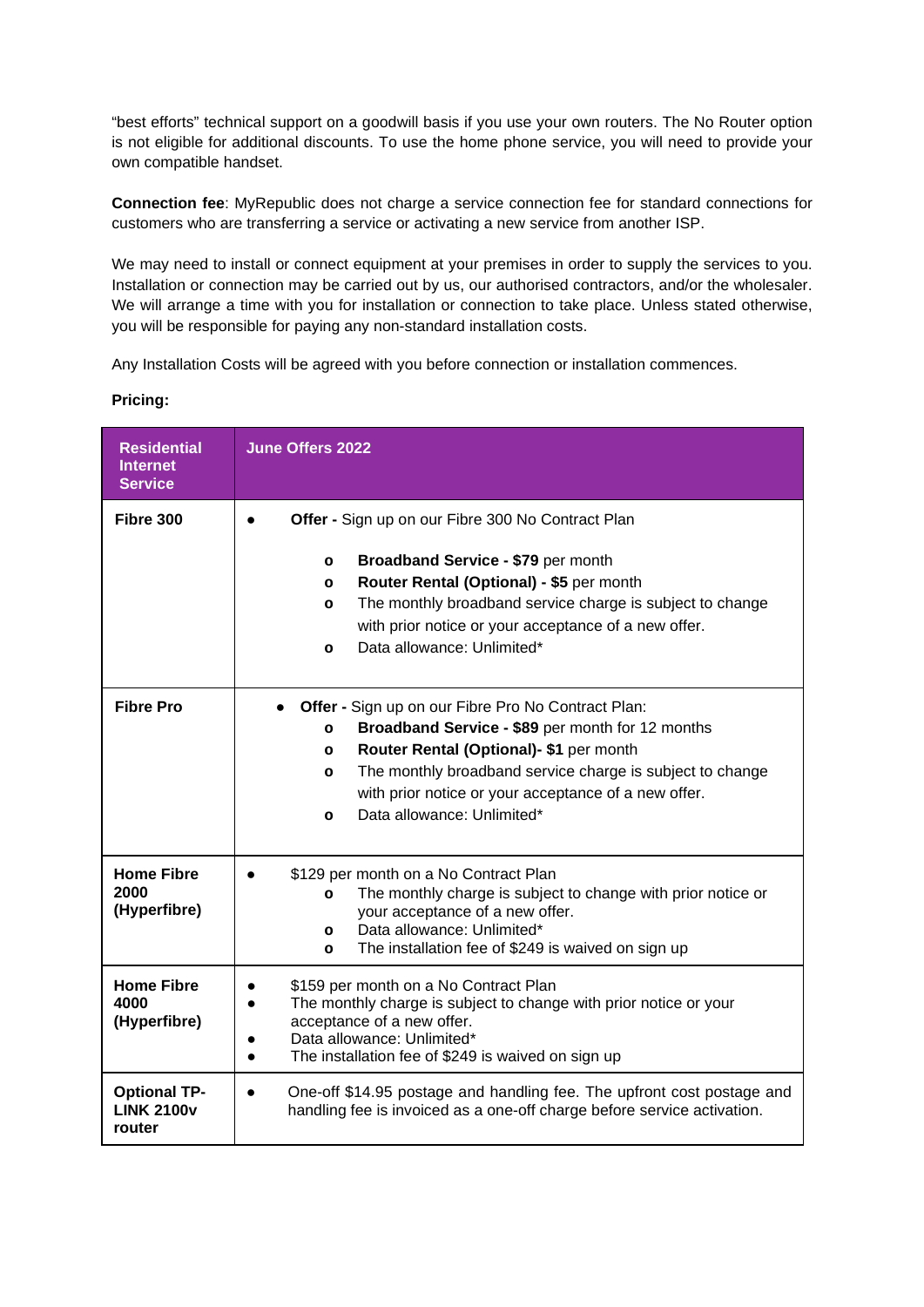"best efforts" technical support on a goodwill basis if you use your own routers. The No Router option is not eligible for additional discounts. To use the home phone service, you will need to provide your own compatible handset.

**Connection fee**: MyRepublic does not charge a service connection fee for standard connections for customers who are transferring a service or activating a new service from another ISP.

We may need to install or connect equipment at your premises in order to supply the services to you. Installation or connection may be carried out by us, our authorised contractors, and/or the wholesaler. We will arrange a time with you for installation or connection to take place. Unless stated otherwise, you will be responsible for paying any non-standard installation costs.

Any Installation Costs will be agreed with you before connection or installation commences.

**Pricing:**

| Residential Internet Service | June Offers 2022 |
|---|---|
| **Fibre 300** | • **Offer -** Sign up on our Fibre 300 No Contract Plan<br>o **Broadband Service - $79** per month<br>o **Router Rental (Optional) - $5** per month<br>o The monthly broadband service charge is subject to change with prior notice or your acceptance of a new offer.<br>o Data allowance: Unlimited* |
| **Fibre Pro** | • **Offer -** Sign up on our Fibre Pro No Contract Plan:<br>o **Broadband Service - $89** per month for 12 months<br>o **Router Rental (Optional)- $1** per month<br>o The monthly broadband service charge is subject to change with prior notice or your acceptance of a new offer.<br>o Data allowance: Unlimited* |
| **Home Fibre 2000 (Hyperfibre)** | • $129 per month on a No Contract Plan<br>o The monthly charge is subject to change with prior notice or your acceptance of a new offer.<br>o Data allowance: Unlimited*<br>o The installation fee of $249 is waived on sign up |
| **Home Fibre 4000 (Hyperfibre)** | • $159 per month on a No Contract Plan<br>• The monthly charge is subject to change with prior notice or your acceptance of a new offer.<br>• Data allowance: Unlimited*<br>• The installation fee of $249 is waived on sign up |
| **Optional TP-LINK 2100v router** | • One-off $14.95 postage and handling fee. The upfront cost postage and handling fee is invoiced as a one-off charge before service activation. |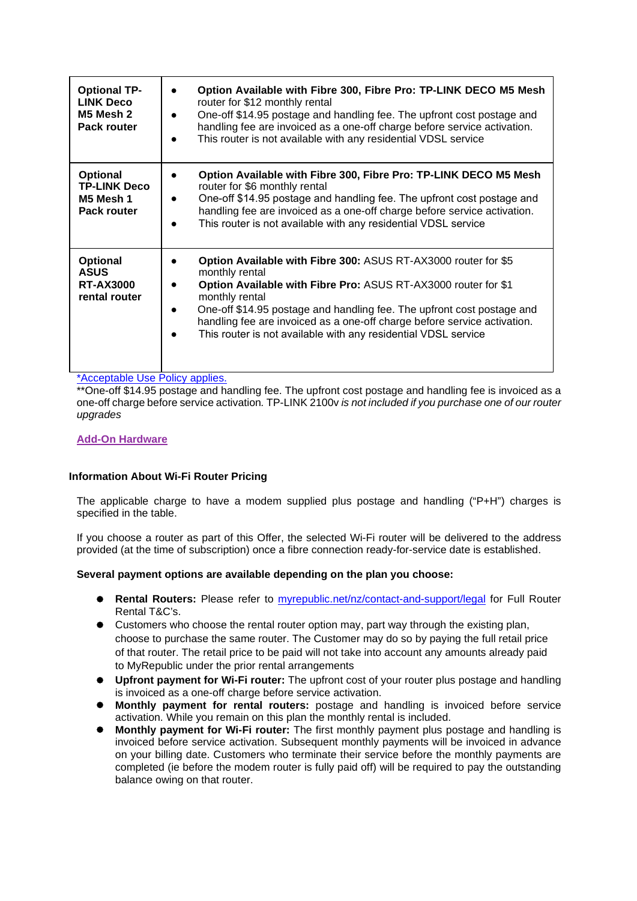| | |
|---|---|
| **Optional TP-LINK Deco M5 Mesh 2 Pack router** | • **Option Available with Fibre 300, Fibre Pro: TP-LINK DECO M5 Mesh** router for $12 monthly rental<br>• One-off $14.95 postage and handling fee. The upfront cost postage and handling fee are invoiced as a one-off charge before service activation.<br>• This router is not available with any residential VDSL service |
| **Optional TP-LINK Deco M5 Mesh 1 Pack router** | • **Option Available with Fibre 300, Fibre Pro: TP-LINK DECO M5 Mesh** router for $6 monthly rental<br>• One-off $14.95 postage and handling fee. The upfront cost postage and handling fee are invoiced as a one-off charge before service activation.<br>• This router is not available with any residential VDSL service |
| **Optional ASUS RT-AX3000 rental router** | • **Option Available with Fibre 300:** ASUS RT-AX3000 router for $5 monthly rental<br>• **Option Available with Fibre Pro:** ASUS RT-AX3000 router for $1 monthly rental<br>• One-off $14.95 postage and handling fee. The upfront cost postage and handling fee are invoiced as a one-off charge before service activation.<br>• This router is not available with any residential VDSL service |

*Acceptable Use Policy applies.

**One-off $14.95 postage and handling fee. The upfront cost postage and handling fee is invoiced as a one-off charge before service activation. TP-LINK 2100v *is not included if you purchase one of our router upgrades*

**Add-On Hardware**

**Information About Wi-Fi Router Pricing**

The applicable charge to have a modem supplied plus postage and handling ("P+H") charges is specified in the table.

If you choose a router as part of this Offer, the selected Wi-Fi router will be delivered to the address provided (at the time of subscription) once a fibre connection ready-for-service date is established.

**Several payment options are available depending on the plan you choose:**

- **Rental Routers:** Please refer to myrepublic.net/nz/contact-and-support/legal for Full Router Rental T&C's.
- Customers who choose the rental router option may, part way through the existing plan, choose to purchase the same router. The Customer may do so by paying the full retail price of that router. The retail price to be paid will not take into account any amounts already paid to MyRepublic under the prior rental arrangements
- **Upfront payment for Wi-Fi router:** The upfront cost of your router plus postage and handling is invoiced as a one-off charge before service activation.
- **Monthly payment for rental routers:** postage and handling is invoiced before service activation. While you remain on this plan the monthly rental is included.
- **Monthly payment for Wi-Fi router:** The first monthly payment plus postage and handling is invoiced before service activation. Subsequent monthly payments will be invoiced in advance on your billing date. Customers who terminate their service before the monthly payments are completed (ie before the modem router is fully paid off) will be required to pay the outstanding balance owing on that router.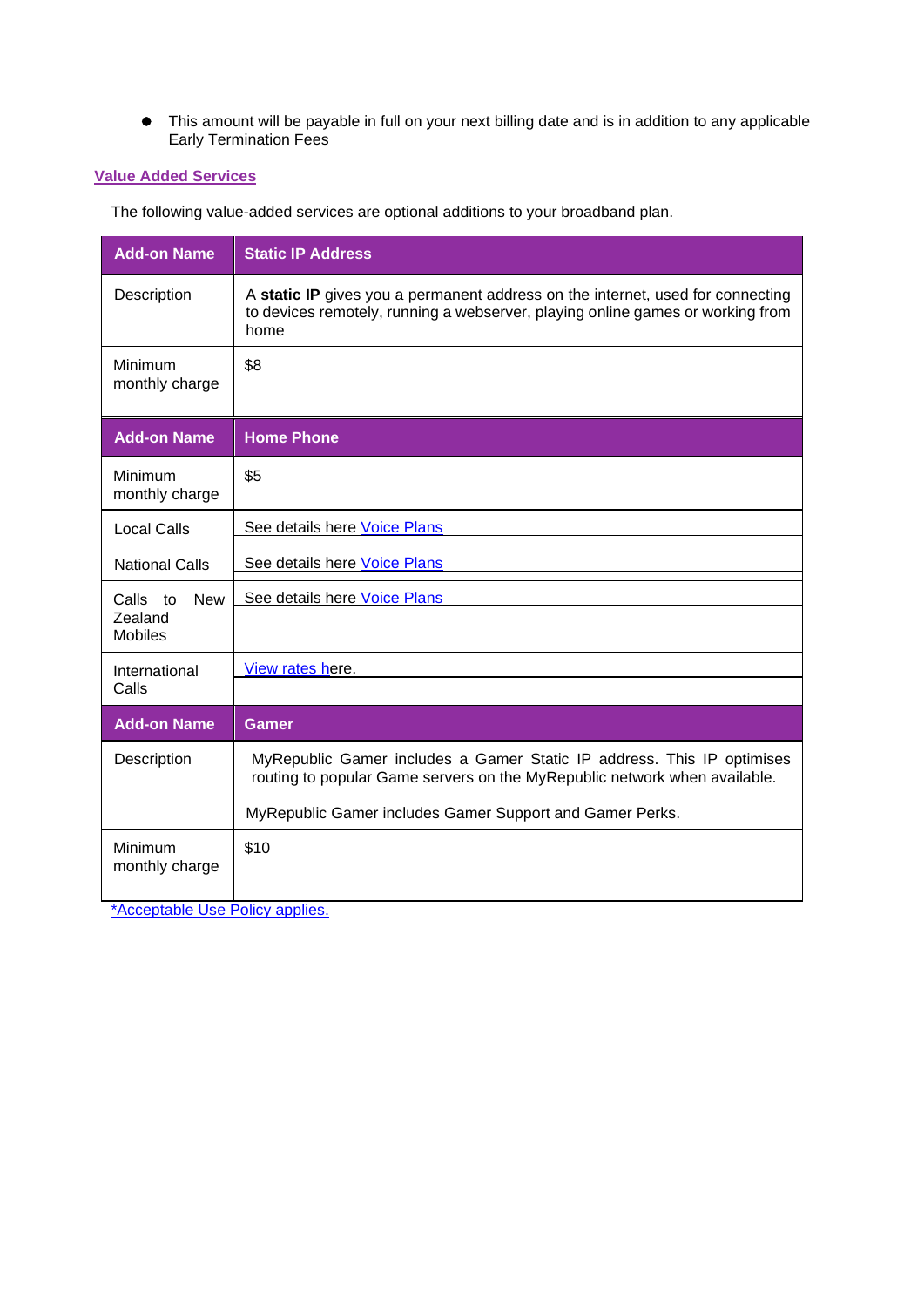- This amount will be payable in full on your next billing date and is in addition to any applicable Early Termination Fees

## Value Added Services

The following value-added services are optional additions to your broadband plan.

| Add-on Name | Static IP Address |
| --- | --- |
| Description | A **static IP** gives you a permanent address on the internet, used for connecting to devices remotely, running a webserver, playing online games or working from home |
| Minimum monthly charge | $8 |
| **Add-on Name** | **Home Phone** |
| Minimum monthly charge | $5 |
| Local Calls | See details here Voice Plans |
| National Calls | See details here Voice Plans |
| Calls to New Zealand Mobiles | See details here Voice Plans |
| International Calls | View rates here. |
| **Add-on Name** | **Gamer** |
| Description | MyRepublic Gamer includes a Gamer Static IP address. This IP optimises routing to popular Game servers on the MyRepublic network when available.<br><br>MyRepublic Gamer includes Gamer Support and Gamer Perks. |
| Minimum monthly charge | $10 |

*Acceptable Use Policy applies.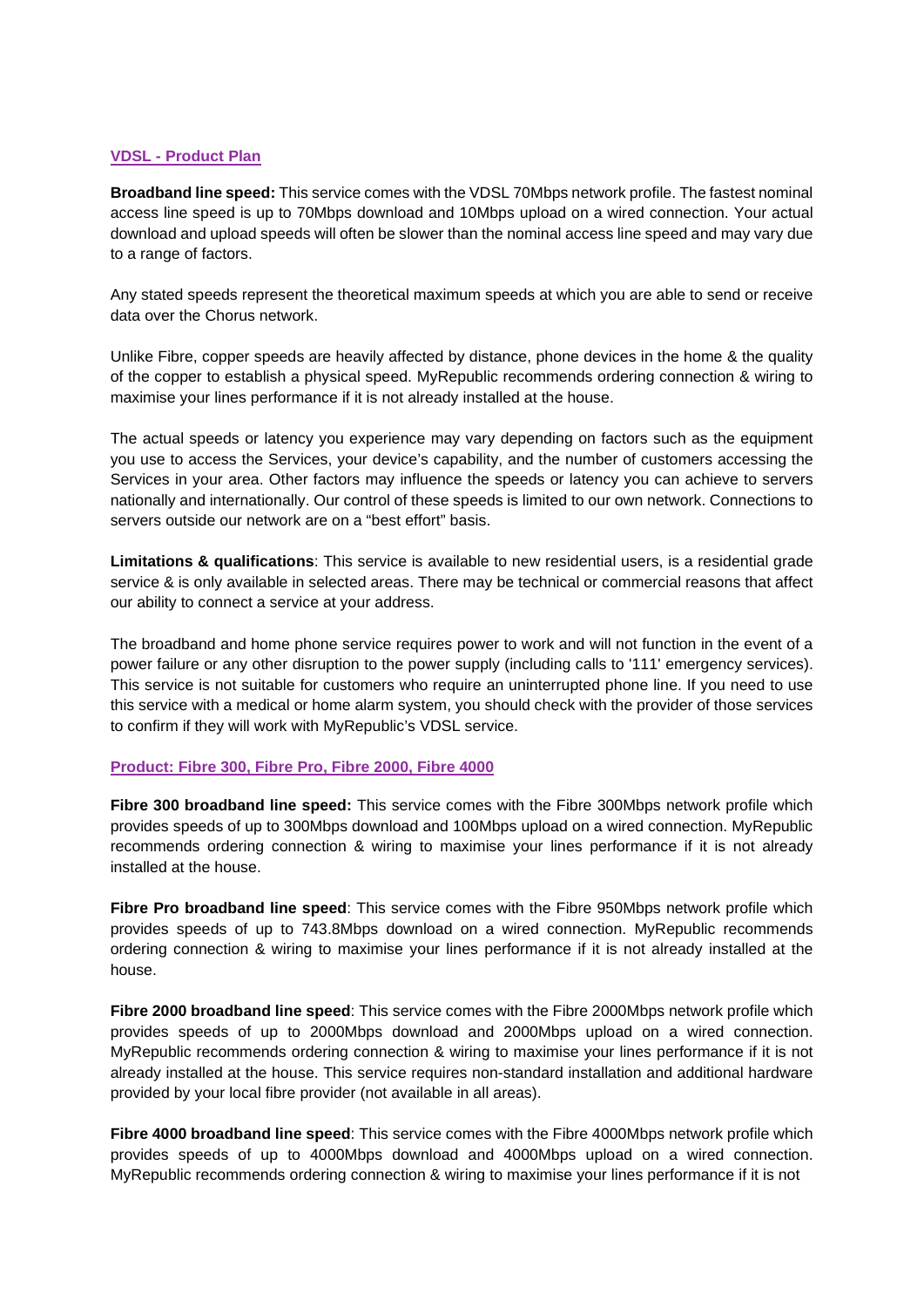**VDSL - Product Plan**

**Broadband line speed:** This service comes with the VDSL 70Mbps network profile. The fastest nominal access line speed is up to 70Mbps download and 10Mbps upload on a wired connection. Your actual download and upload speeds will often be slower than the nominal access line speed and may vary due to a range of factors.

Any stated speeds represent the theoretical maximum speeds at which you are able to send or receive data over the Chorus network.

Unlike Fibre, copper speeds are heavily affected by distance, phone devices in the home & the quality of the copper to establish a physical speed. MyRepublic recommends ordering connection & wiring to maximise your lines performance if it is not already installed at the house.

The actual speeds or latency you experience may vary depending on factors such as the equipment you use to access the Services, your device's capability, and the number of customers accessing the Services in your area. Other factors may influence the speeds or latency you can achieve to servers nationally and internationally. Our control of these speeds is limited to our own network. Connections to servers outside our network are on a "best effort" basis.

**Limitations & qualifications**: This service is available to new residential users, is a residential grade service & is only available in selected areas. There may be technical or commercial reasons that affect our ability to connect a service at your address.

The broadband and home phone service requires power to work and will not function in the event of a power failure or any other disruption to the power supply (including calls to '111' emergency services). This service is not suitable for customers who require an uninterrupted phone line. If you need to use this service with a medical or home alarm system, you should check with the provider of those services to confirm if they will work with MyRepublic's VDSL service.

**Product: Fibre 300, Fibre Pro, Fibre 2000, Fibre 4000**

**Fibre 300 broadband line speed:** This service comes with the Fibre 300Mbps network profile which provides speeds of up to 300Mbps download and 100Mbps upload on a wired connection. MyRepublic recommends ordering connection & wiring to maximise your lines performance if it is not already installed at the house.

**Fibre Pro broadband line speed**: This service comes with the Fibre 950Mbps network profile which provides speeds of up to 743.8Mbps download on a wired connection. MyRepublic recommends ordering connection & wiring to maximise your lines performance if it is not already installed at the house.

**Fibre 2000 broadband line speed**: This service comes with the Fibre 2000Mbps network profile which provides speeds of up to 2000Mbps download and 2000Mbps upload on a wired connection. MyRepublic recommends ordering connection & wiring to maximise your lines performance if it is not already installed at the house. This service requires non-standard installation and additional hardware provided by your local fibre provider (not available in all areas).

**Fibre 4000 broadband line speed**: This service comes with the Fibre 4000Mbps network profile which provides speeds of up to 4000Mbps download and 4000Mbps upload on a wired connection. MyRepublic recommends ordering connection & wiring to maximise your lines performance if it is not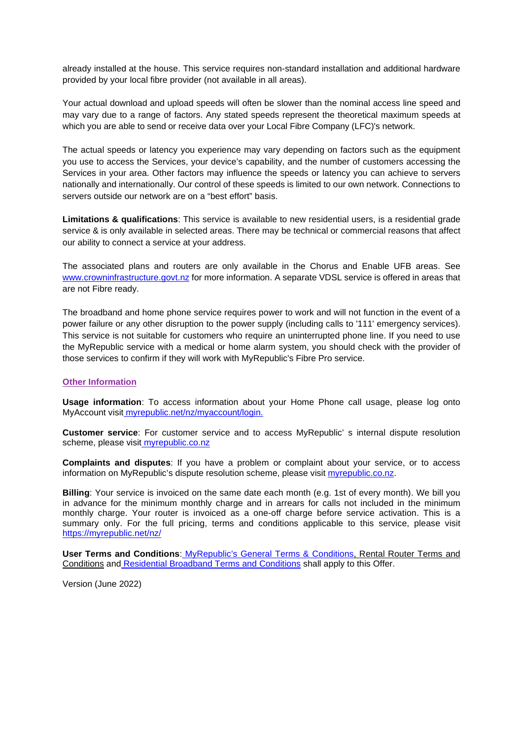already installed at the house. This service requires non-standard installation and additional hardware provided by your local fibre provider (not available in all areas).

Your actual download and upload speeds will often be slower than the nominal access line speed and may vary due to a range of factors. Any stated speeds represent the theoretical maximum speeds at which you are able to send or receive data over your Local Fibre Company (LFC)'s network.

The actual speeds or latency you experience may vary depending on factors such as the equipment you use to access the Services, your device's capability, and the number of customers accessing the Services in your area. Other factors may influence the speeds or latency you can achieve to servers nationally and internationally. Our control of these speeds is limited to our own network. Connections to servers outside our network are on a "best effort" basis.

**Limitations & qualifications**: This service is available to new residential users, is a residential grade service & is only available in selected areas. There may be technical or commercial reasons that affect our ability to connect a service at your address.

The associated plans and routers are only available in the Chorus and Enable UFB areas. See [www.crowninfrastructure.govt.nz](www.crowninfrastructure.govt.nz) for more information. A separate VDSL service is offered in areas that are not Fibre ready.

The broadband and home phone service requires power to work and will not function in the event of a power failure or any other disruption to the power supply (including calls to '111' emergency services). This service is not suitable for customers who require an uninterrupted phone line. If you need to use the MyRepublic service with a medical or home alarm system, you should check with the provider of those services to confirm if they will work with MyRepublic's Fibre Pro service.

## Other Information

**Usage information**: To access information about your Home Phone call usage, please log onto MyAccount visit [myrepublic.net/nz/myaccount/login.](myrepublic.net/nz/myaccount/login)

**Customer service**: For customer service and to access MyRepublic' s internal dispute resolution scheme, please visit [myrepublic.co.nz](myrepublic.co.nz)

**Complaints and disputes**: If you have a problem or complaint about your service, or to access information on MyRepublic's dispute resolution scheme, please visit [myrepublic.co.nz](myrepublic.co.nz).

**Billing**: Your service is invoiced on the same date each month (e.g. 1st of every month). We bill you in advance for the minimum monthly charge and in arrears for calls not included in the minimum monthly charge. Your router is invoiced as a one-off charge before service activation. This is a summary only. For the full pricing, terms and conditions applicable to this service, please visit [https://myrepublic.net/nz/](https://myrepublic.net/nz/)

**User Terms and Conditions**: MyRepublic's General Terms & Conditions, Rental Router Terms and Conditions and Residential Broadband Terms and Conditions shall apply to this Offer.

Version (June 2022)